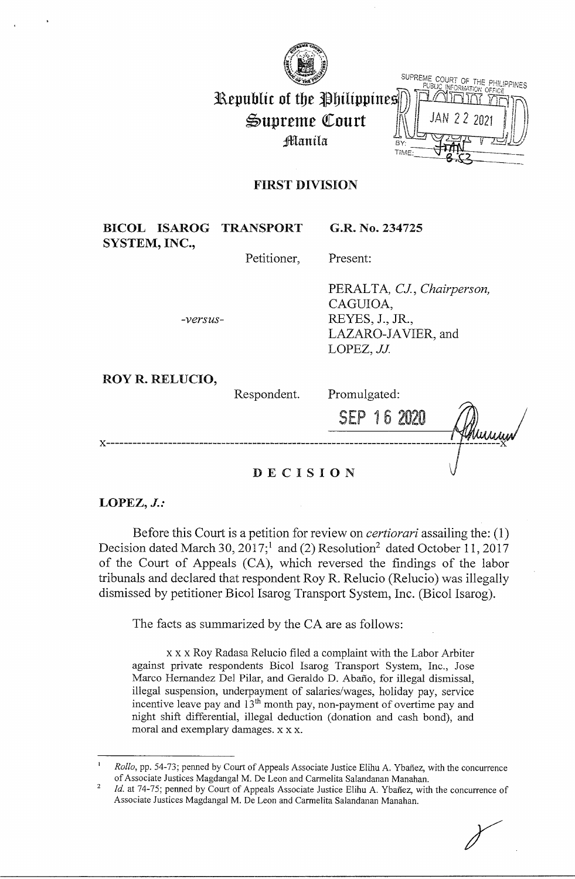# Republic of the Philippines
# Supreme Court
## Manila

SUPREME COURT OF THE PHILIPPINES
PUBLIC INFORMATION OFFICE
JAN 22 2021
BY:
TIME: 8:53

## FIRST DIVISION

**BICOL ISAROG TRANSPORT SYSTEM, INC.,**
Petitioner,

*-versus-*

**ROY R. RELUCIO,**
Respondent.

**G.R. No. 234725**

Present:

PERALTA, *CJ., Chairperson,*
CAGUIOA,
REYES, J., JR.,
LAZARO-JAVIER, and
LOPEZ, *JJ.*

Promulgated:

SEP 16 2020

x-----------------------------------------------------------------------------------------x

## DECISION

**LOPEZ, *J.:***

Before this Court is a petition for review on *certiorari* assailing the: (1) Decision dated March 30, 2017;[1] and (2) Resolution[2] dated October 11, 2017 of the Court of Appeals (CA), which reversed the findings of the labor tribunals and declared that respondent Roy R. Relucio (Relucio) was illegally dismissed by petitioner Bicol Isarog Transport System, Inc. (Bicol Isarog).

The facts as summarized by the CA are as follows:

> x x x Roy Radasa Relucio filed a complaint with the Labor Arbiter against private respondents Bicol Isarog Transport System, Inc., Jose Marco Hernandez Del Pilar, and Geraldo D. Abaño, for illegal dismissal, illegal suspension, underpayment of salaries/wages, holiday pay, service incentive leave pay and 13th month pay, non-payment of overtime pay and night shift differential, illegal deduction (donation and cash bond), and moral and exemplary damages. x x x.

---

[1] *Rollo*, pp. 54-73; penned by Court of Appeals Associate Justice Elihu A. Ybañez, with the concurrence of Associate Justices Magdangal M. De Leon and Carmelita Salandanan Manahan.

[2] *Id.* at 74-75; penned by Court of Appeals Associate Justice Elihu A. Ybañez, with the concurrence of Associate Justices Magdangal M. De Leon and Carmelita Salandanan Manahan.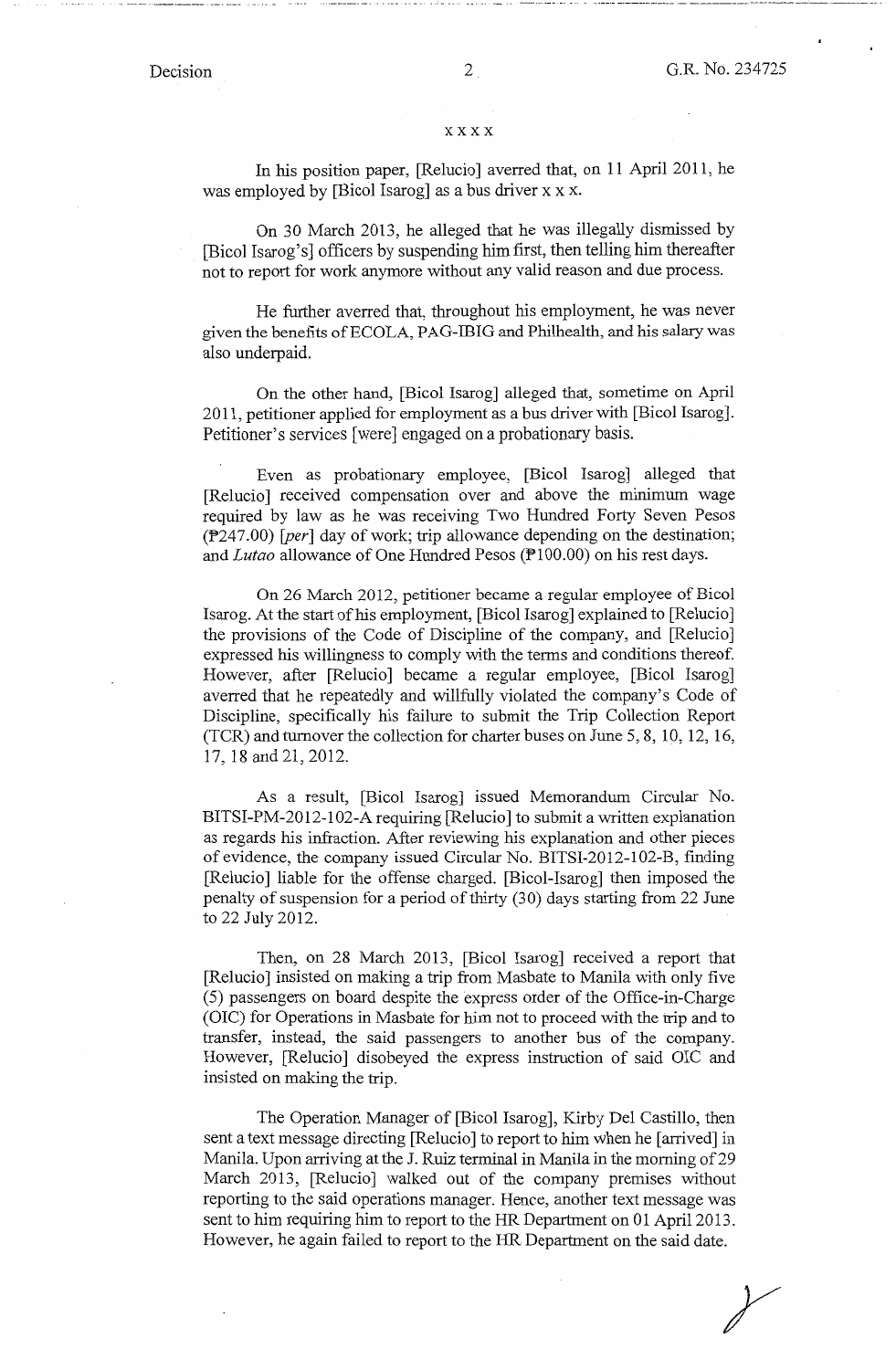x x x x

In his position paper, [Relucio] averred that, on 11 April 2011, he was employed by [Bicol Isarog] as a bus driver x x x.

On 30 March 2013, he alleged that he was illegally dismissed by [Bicol Isarog's] officers by suspending him first, then telling him thereafter not to report for work anymore without any valid reason and due process.

He further averred that, throughout his employment, he was never given the benefits of ECOLA, PAG-IBIG and Philhealth, and his salary was also underpaid.

On the other hand, [Bicol Isarog] alleged that, sometime on April 2011, petitioner applied for employment as a bus driver with [Bicol Isarog]. Petitioner's services [were] engaged on a probationary basis.

Even as probationary employee, [Bicol Isarog] alleged that [Relucio] received compensation over and above the minimum wage required by law as he was receiving Two Hundred Forty Seven Pesos (₱247.00) *[per]* day of work; trip allowance depending on the destination; and *Lutao* allowance of One Hundred Pesos (₱100.00) on his rest days.

On 26 March 2012, petitioner became a regular employee of Bicol Isarog. At the start of his employment, [Bicol Isarog] explained to [Relucio] the provisions of the Code of Discipline of the company, and [Relucio] expressed his willingness to comply with the terms and conditions thereof. However, after [Relucio] became a regular employee, [Bicol Isarog] averred that he repeatedly and willfully violated the company's Code of Discipline, specifically his failure to submit the Trip Collection Report (TCR) and turnover the collection for charter buses on June 5, 8, 10, 12, 16, 17, 18 and 21, 2012.

As a result, [Bicol Isarog] issued Memorandum Circular No. BITSI-PM-2012-102-A requiring [Relucio] to submit a written explanation as regards his infraction. After reviewing his explanation and other pieces of evidence, the company issued Circular No. BITSI-2012-102-B, finding [Relucio] liable for the offense charged. [Bicol-Isarog] then imposed the penalty of suspension for a period of thirty (30) days starting from 22 June to 22 July 2012.

Then, on 28 March 2013, [Bicol Isarog] received a report that [Relucio] insisted on making a trip from Masbate to Manila with only five (5) passengers on board despite the express order of the Office-in-Charge (OIC) for Operations in Masbate for him not to proceed with the trip and to transfer, instead, the said passengers to another bus of the company. However, [Relucio] disobeyed the express instruction of said OIC and insisted on making the trip.

The Operation Manager of [Bicol Isarog], Kirby Del Castillo, then sent a text message directing [Relucio] to report to him when he [arrived] in Manila. Upon arriving at the J. Ruiz terminal in Manila in the morning of 29 March 2013, [Relucio] walked out of the company premises without reporting to the said operations manager. Hence, another text message was sent to him requiring him to report to the HR Department on 01 April 2013. However, he again failed to report to the HR Department on the said date.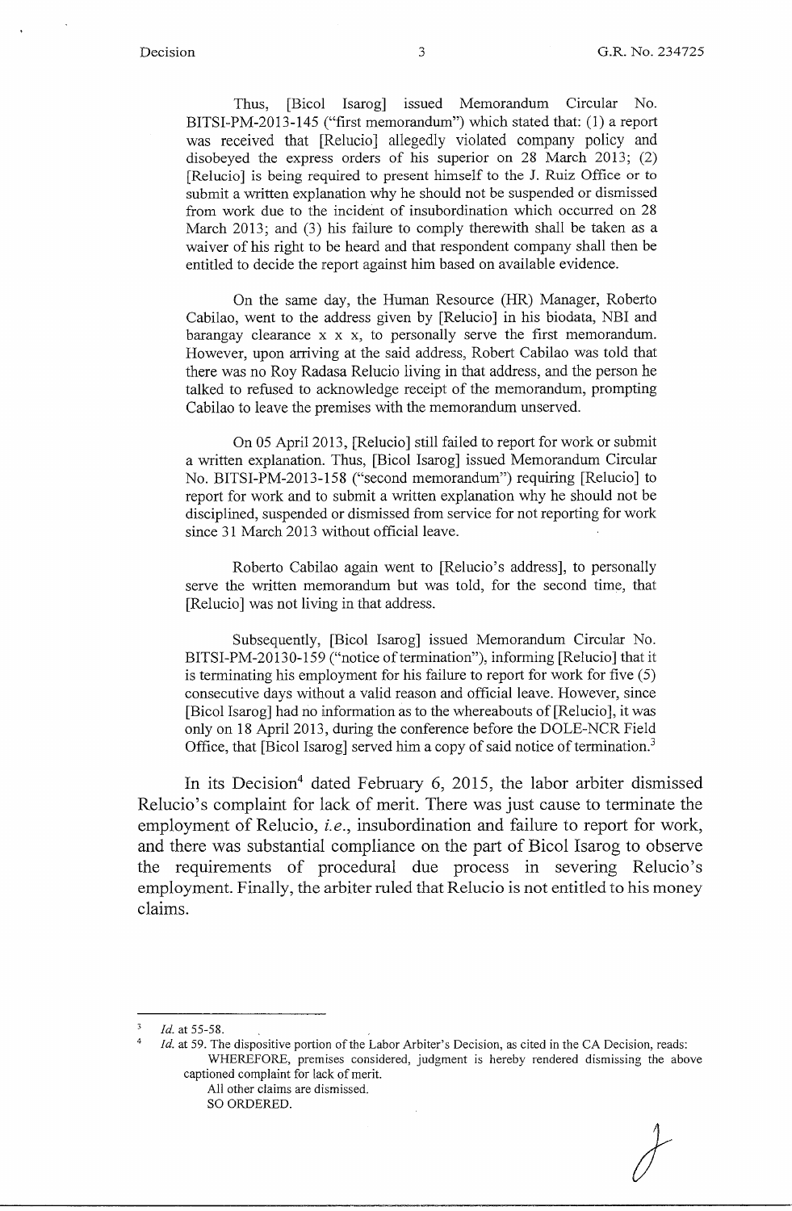Thus, [Bicol Isarog] issued Memorandum Circular No. BITSI-PM-2013-145 ("first memorandum") which stated that: (1) a report was received that [Relucio] allegedly violated company policy and disobeyed the express orders of his superior on 28 March 2013; (2) [Relucio] is being required to present himself to the J. Ruiz Office or to submit a written explanation why he should not be suspended or dismissed from work due to the incident of insubordination which occurred on 28 March 2013; and (3) his failure to comply therewith shall be taken as a waiver of his right to be heard and that respondent company shall then be entitled to decide the report against him based on available evidence.

On the same day, the Human Resource (HR) Manager, Roberto Cabilao, went to the address given by [Relucio] in his biodata, NBI and barangay clearance x x x, to personally serve the first memorandum. However, upon arriving at the said address, Robert Cabilao was told that there was no Roy Radasa Relucio living in that address, and the person he talked to refused to acknowledge receipt of the memorandum, prompting Cabilao to leave the premises with the memorandum unserved.

On 05 April 2013, [Relucio] still failed to report for work or submit a written explanation. Thus, [Bicol Isarog] issued Memorandum Circular No. BITSI-PM-2013-158 ("second memorandum") requiring [Relucio] to report for work and to submit a written explanation why he should not be disciplined, suspended or dismissed from service for not reporting for work since 31 March 2013 without official leave.

Roberto Cabilao again went to [Relucio's address], to personally serve the written memorandum but was told, for the second time, that [Relucio] was not living in that address.

Subsequently, [Bicol Isarog] issued Memorandum Circular No. BITSI-PM-20130-159 ("notice of termination"), informing [Relucio] that it is terminating his employment for his failure to report for work for five (5) consecutive days without a valid reason and official leave. However, since [Bicol Isarog] had no information as to the whereabouts of [Relucio], it was only on 18 April 2013, during the conference before the DOLE-NCR Field Office, that [Bicol Isarog] served him a copy of said notice of termination.[3]

In its Decision[4] dated February 6, 2015, the labor arbiter dismissed Relucio's complaint for lack of merit. There was just cause to terminate the employment of Relucio, *i.e.*, insubordination and failure to report for work, and there was substantial compliance on the part of Bicol Isarog to observe the requirements of procedural due process in severing Relucio's employment. Finally, the arbiter ruled that Relucio is not entitled to his money claims.

---

[3] *Id.* at 55-58.

[4] *Id.* at 59. The dispositive portion of the Labor Arbiter's Decision, as cited in the CA Decision, reads:

WHEREFORE, premises considered, judgment is hereby rendered dismissing the above captioned complaint for lack of merit.

All other claims are dismissed.

SO ORDERED.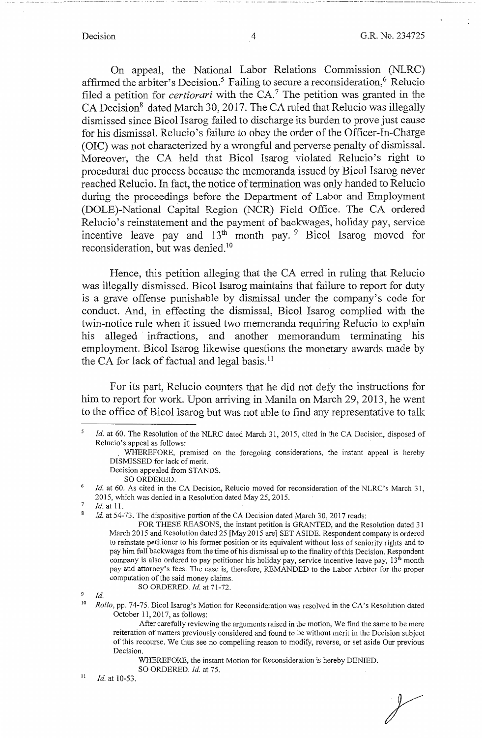On appeal, the National Labor Relations Commission (NLRC) affirmed the arbiter's Decision.[5] Failing to secure a reconsideration,[6] Relucio filed a petition for *certiorari* with the CA.[7] The petition was granted in the CA Decision[8] dated March 30, 2017. The CA ruled that Relucio was illegally dismissed since Bicol Isarog failed to discharge its burden to prove just cause for his dismissal. Relucio's failure to obey the order of the Officer-In-Charge (OIC) was not characterized by a wrongful and perverse penalty of dismissal. Moreover, the CA held that Bicol Isarog violated Relucio's right to procedural due process because the memoranda issued by Bicol Isarog never reached Relucio. In fact, the notice of termination was only handed to Relucio during the proceedings before the Department of Labor and Employment (DOLE)-National Capital Region (NCR) Field Office. The CA ordered Relucio's reinstatement and the payment of backwages, holiday pay, service incentive leave pay and 13th month pay.[9] Bicol Isarog moved for reconsideration, but was denied.[10]

Hence, this petition alleging that the CA erred in ruling that Relucio was illegally dismissed. Bicol Isarog maintains that failure to report for duty is a grave offense punishable by dismissal under the company's code for conduct. And, in effecting the dismissal, Bicol Isarog complied with the twin-notice rule when it issued two memoranda requiring Relucio to explain his alleged infractions, and another memorandum terminating his employment. Bicol Isarog likewise questions the monetary awards made by the CA for lack of factual and legal basis.[11]

For its part, Relucio counters that he did not defy the instructions for him to report for work. Upon arriving in Manila on March 29, 2013, he went to the office of Bicol Isarog but was not able to find any representative to talk

---

[5] *Id.* at 60. The Resolution of the NLRC dated March 31, 2015, cited in the CA Decision, disposed of Relucio's appeal as follows:

> WHEREFORE, premised on the foregoing considerations, the instant appeal is hereby DISMISSED for lack of merit.
>
> Decision appealed from STANDS.
>
> SO ORDERED.

[6] *Id.* at 60. As cited in the CA Decision, Relucio moved for reconsideration of the NLRC's March 31, 2015, which was denied in a Resolution dated May 25, 2015.

[7] *Id.* at 11.

[8] *Id.* at 54-73. The dispositive portion of the CA Decision dated March 30, 2017 reads:

> FOR THESE REASONS, the instant petition is GRANTED, and the Resolution dated 31 March 2015 and Resolution dated 25 [May 2015 are] SET ASIDE. Respondent company is ordered to reinstate petitioner to his former position or its equivalent without loss of seniority rights and to pay him full backwages from the time of his dismissal up to the finality of this Decision. Respondent company is also ordered to pay petitioner his holiday pay, service incentive leave pay, 13th month pay and attorney's fees. The case is, therefore, REMANDED to the Labor Arbiter for the proper computation of the said money claims.
>
> SO ORDERED. *Id.* at 71-72.

[9] *Id.*

[10] *Rollo*, pp. 74-75. Bicol Isarog's Motion for Reconsideration was resolved in the CA's Resolution dated October 11, 2017, as follows:

> After carefully reviewing the arguments raised in the motion, We find the same to be mere reiteration of matters previously considered and found to be without merit in the Decision subject of this recourse. We thus see no compelling reason to modify, reverse, or set aside Our previous Decision.
>
> WHEREFORE, the instant Motion for Reconsideration is hereby DENIED.
>
> SO ORDERED. *Id.* at 75.

[11] *Id.* at 10-53.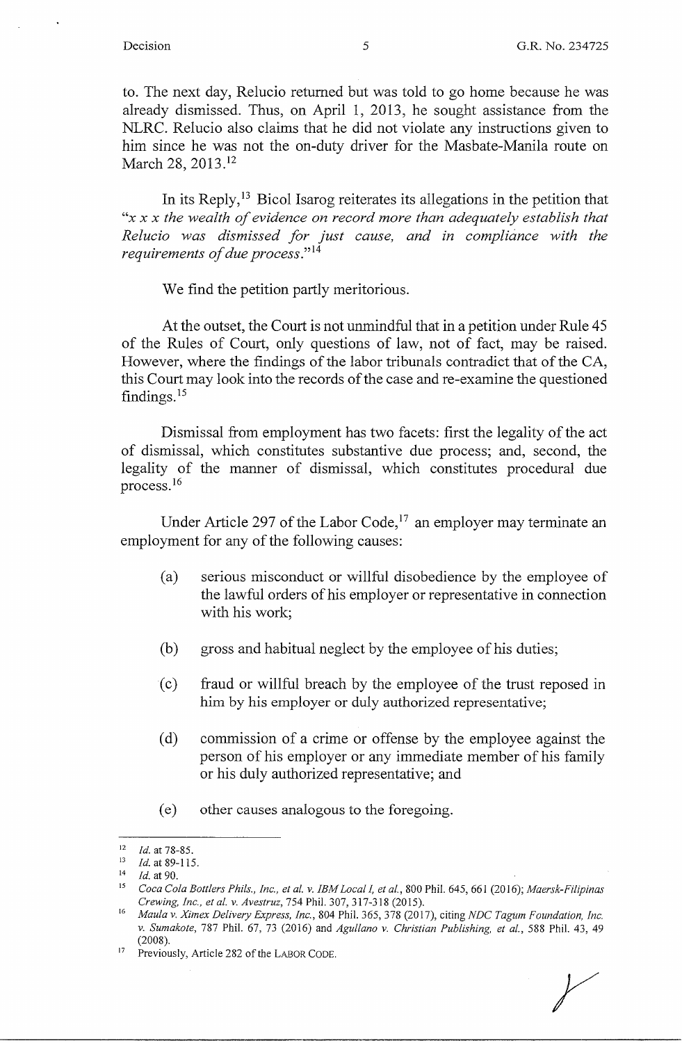to. The next day, Relucio returned but was told to go home because he was already dismissed. Thus, on April 1, 2013, he sought assistance from the NLRC. Relucio also claims that he did not violate any instructions given to him since he was not the on-duty driver for the Masbate-Manila route on March 28, 2013.[12]

In its Reply,[13] Bicol Isarog reiterates its allegations in the petition that "*x x x the wealth of evidence on record more than adequately establish that Relucio was dismissed for just cause, and in compliance with the requirements of due process.*"[14]

We find the petition partly meritorious.

At the outset, the Court is not unmindful that in a petition under Rule 45 of the Rules of Court, only questions of law, not of fact, may be raised. However, where the findings of the labor tribunals contradict that of the CA, this Court may look into the records of the case and re-examine the questioned findings.[15]

Dismissal from employment has two facets: first the legality of the act of dismissal, which constitutes substantive due process; and, second, the legality of the manner of dismissal, which constitutes procedural due process.[16]

Under Article 297 of the Labor Code,[17] an employer may terminate an employment for any of the following causes:

(a) serious misconduct or willful disobedience by the employee of the lawful orders of his employer or representative in connection with his work;

(b) gross and habitual neglect by the employee of his duties;

(c) fraud or willful breach by the employee of the trust reposed in him by his employer or duly authorized representative;

(d) commission of a crime or offense by the employee against the person of his employer or any immediate member of his family or his duly authorized representative; and

(e) other causes analogous to the foregoing.

---

[12] *Id.* at 78-85.

[13] *Id.* at 89-115.

[14] *Id.* at 90.

[15] *Coca Cola Bottlers Phils., Inc., et al. v. IBM Local I, et al.*, 800 Phil. 645, 661 (2016); *Maersk-Filipinas Crewing, Inc., et al. v. Avestruz*, 754 Phil. 307, 317-318 (2015).

[16] *Maula v. Ximex Delivery Express, Inc.*, 804 Phil. 365, 378 (2017), citing *NDC Tagum Foundation, Inc. v. Sumakote*, 787 Phil. 67, 73 (2016) and *Agullano v. Christian Publishing, et al.*, 588 Phil. 43, 49 (2008).

[17] Previously, Article 282 of the LABOR CODE.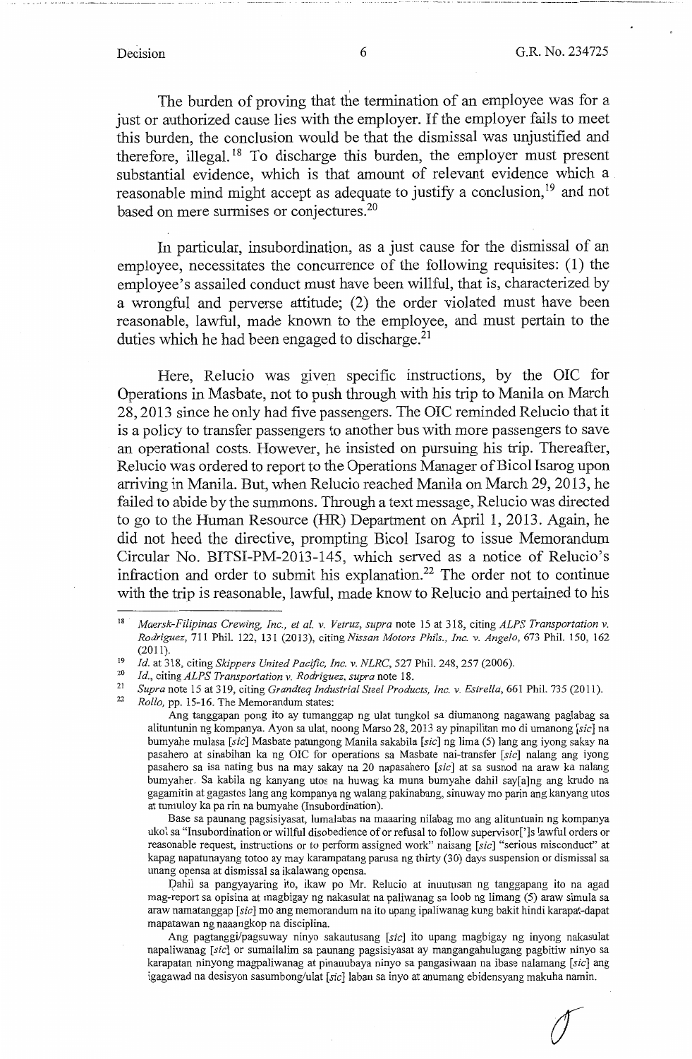The burden of proving that the termination of an employee was for a just or authorized cause lies with the employer. If the employer fails to meet this burden, the conclusion would be that the dismissal was unjustified and therefore, illegal.[18] To discharge this burden, the employer must present substantial evidence, which is that amount of relevant evidence which a reasonable mind might accept as adequate to justify a conclusion,[19] and not based on mere surmises or conjectures.[20]

In particular, insubordination, as a just cause for the dismissal of an employee, necessitates the concurrence of the following requisites: (1) the employee's assailed conduct must have been willful, that is, characterized by a wrongful and perverse attitude; (2) the order violated must have been reasonable, lawful, made known to the employee, and must pertain to the duties which he had been engaged to discharge.[21]

Here, Relucio was given specific instructions, by the OIC for Operations in Masbate, not to push through with his trip to Manila on March 28, 2013 since he only had five passengers. The OIC reminded Relucio that it is a policy to transfer passengers to another bus with more passengers to save an operational costs. However, he insisted on pursuing his trip. Thereafter, Relucio was ordered to report to the Operations Manager of Bicol Isarog upon arriving in Manila. But, when Relucio reached Manila on March 29, 2013, he failed to abide by the summons. Through a text message, Relucio was directed to go to the Human Resource (HR) Department on April 1, 2013. Again, he did not heed the directive, prompting Bicol Isarog to issue Memorandum Circular No. BITSI-PM-2013-145, which served as a notice of Relucio's infraction and order to submit his explanation.[22] The order not to continue with the trip is reasonable, lawful, made know to Relucio and pertained to his

---

[18] *Maersk-Filipinas Crewing, Inc., et al. v. Vetruz, supra* note 15 at 318, citing *ALPS Transportation v. Rodriguez*, 711 Phil. 122, 131 (2013), citing *Nissan Motors Phils., Inc. v. Angelo*, 673 Phil. 150, 162 (2011).

[19] *Id.* at 318, citing *Skippers United Pacific, Inc. v. NLRC*, 527 Phil. 248, 257 (2006).

[20] *Id.*, citing *ALPS Transportation v. Rodriguez, supra* note 18.

[21] *Supra* note 15 at 319, citing *Grandteq Industrial Steel Products, Inc. v. Estrella*, 661 Phil. 735 (2011).

[22] *Rollo*, pp. 15-16. The Memorandum states:

Ang tanggapan pong ito ay tumanggap ng ulat tungkol sa diumanong nagawang paglabag sa alituntunin ng kompanya. Ayon sa ulat, noong Marso 28, 2013 ay pinapilitan mo di umanong [*sic*] na bumyahe mulasa [*sic*] Masbate patungong Manila sakabila [*sic*] ng lima (5) lang ang iyong sakay na pasahero at sinabihan ka ng OIC for operations sa Masbate nai-transfer [*sic*] nalang ang iyong pasahero sa isa nating bus na may sakay na 20 napasahero [*sic*] at sa susnod na araw ka nalang bumyaher. Sa kabila ng kanyang utos na huwag ka muna bumyahe dahil say[a]ng ang krudo na gagamitin at gagastos lang ang kompanya ng walang pakinabang, sinuway mo parin ang kanyang utos at tumuloy ka pa rin na bumyahe (Insubordination).

Base sa paunang pagsisiyasat, lumalabas na maaaring nilabag mo ang alituntunin ng kompanya ukol sa "Insubordination or willful disobedience of or refusal to follow supervisor[']s lawful orders or reasonable request, instructions or to perform assigned work" naisang [*sic*] "serious misconduct" at kapag napatunayang totoo ay may karampatang parusa ng thirty (30) days suspension or dismissal sa unang opensa at dismissal sa ikalawang opensa.

Dahil sa pangyayaring ito, ikaw po Mr. Relucio at inuutusan ng tanggapang ito na agad mag-report sa opisina at magbigay ng nakasulat na paliwanag sa loob ng limang (5) araw simula sa araw namatanggap [*sic*] mo ang memorandum na ito upang ipaliwanag kung bakit hindi karapat-dapat mapatawan ng naaangkop na disciplina.

Ang pagtanggi/pagsuway ninyo sakautusang [*sic*] ito upang magbigay ng inyong nakasulat napaliwanag [*sic*] or sumailalim sa paunang pagsisiyasat ay mangangahulugang pagbitiw ninyo sa karapatan ninyong magpaliwanag at pinauubaya ninyo sa pangasiwaan na ibase nalamang [*sic*] ang igagawad na desisyon sasumbong/ulat [*sic*] laban sa inyo at anumang ebidensyang makuha namin.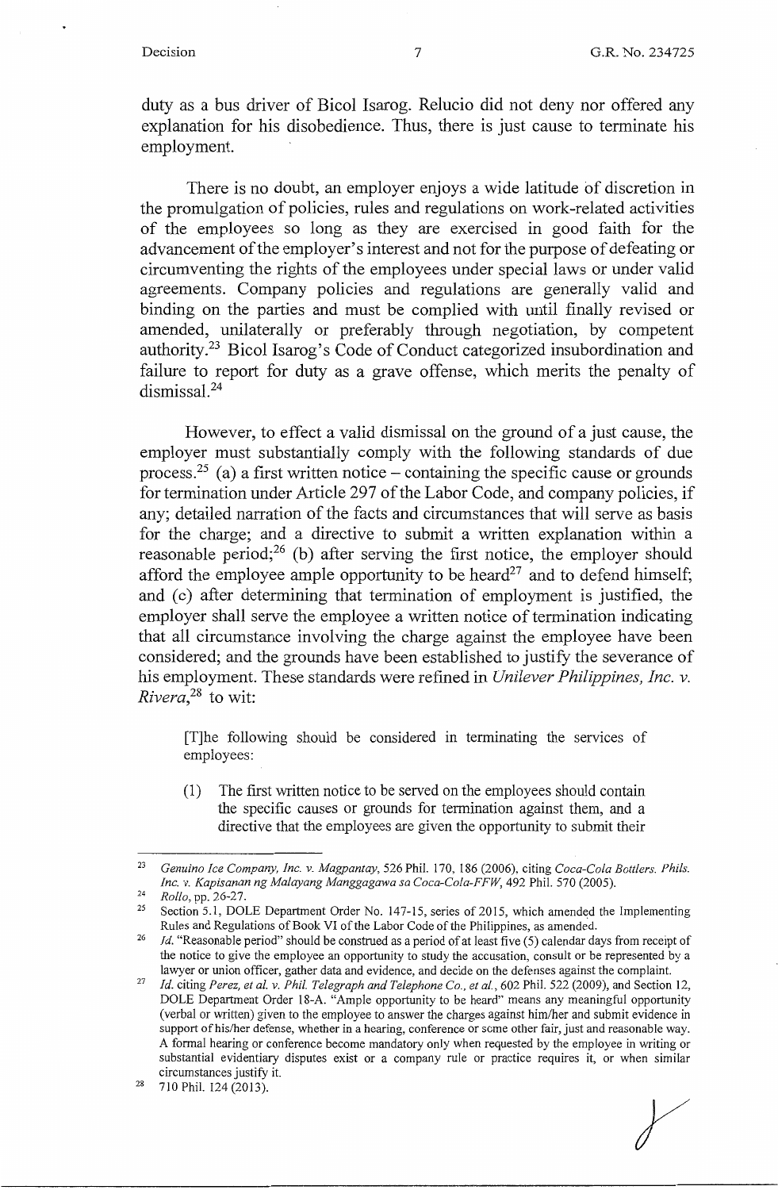duty as a bus driver of Bicol Isarog. Relucio did not deny nor offered any explanation for his disobedience. Thus, there is just cause to terminate his employment.

There is no doubt, an employer enjoys a wide latitude of discretion in the promulgation of policies, rules and regulations on work-related activities of the employees so long as they are exercised in good faith for the advancement of the employer's interest and not for the purpose of defeating or circumventing the rights of the employees under special laws or under valid agreements. Company policies and regulations are generally valid and binding on the parties and must be complied with until finally revised or amended, unilaterally or preferably through negotiation, by competent authority.[23] Bicol Isarog's Code of Conduct categorized insubordination and failure to report for duty as a grave offense, which merits the penalty of dismissal.[24]

However, to effect a valid dismissal on the ground of a just cause, the employer must substantially comply with the following standards of due process:[25] (a) a first written notice – containing the specific cause or grounds for termination under Article 297 of the Labor Code, and company policies, if any; detailed narration of the facts and circumstances that will serve as basis for the charge; and a directive to submit a written explanation within a reasonable period;[26] (b) after serving the first notice, the employer should afford the employee ample opportunity to be heard[27] and to defend himself; and (c) after determining that termination of employment is justified, the employer shall serve the employee a written notice of termination indicating that all circumstance involving the charge against the employee have been considered; and the grounds have been established to justify the severance of his employment. These standards were refined in *Unilever Philippines, Inc. v. Rivera*,[28] to wit:

> [T]he following should be considered in terminating the services of employees:
>
> (1) The first written notice to be served on the employees should contain the specific causes or grounds for termination against them, and a directive that the employees are given the opportunity to submit their

---

[23] *Genuino Ice Company, Inc. v. Magpantay*, 526 Phil. 170, 186 (2006), citing *Coca-Cola Bottlers. Phils. Inc. v. Kapisanan ng Malayang Manggagawa sa Coca-Cola-FFW*, 492 Phil. 570 (2005).

[24] *Rollo*, pp. 26-27.

[25] Section 5.1, DOLE Department Order No. 147-15, series of 2015, which amended the Implementing Rules and Regulations of Book VI of the Labor Code of the Philippines, as amended.

[26] *Id.* "Reasonable period" should be construed as a period of at least five (5) calendar days from receipt of the notice to give the employee an opportunity to study the accusation, consult or be represented by a lawyer or union officer, gather data and evidence, and decide on the defenses against the complaint.

[27] *Id.* citing *Perez, et al. v. Phil. Telegraph and Telephone Co., et al.*, 602 Phil. 522 (2009), and Section 12, DOLE Department Order 18-A. "Ample opportunity to be heard" means any meaningful opportunity (verbal or written) given to the employee to answer the charges against him/her and submit evidence in support of his/her defense, whether in a hearing, conference or some other fair, just and reasonable way. A formal hearing or conference become mandatory only when requested by the employee in writing or substantial evidentiary disputes exist or a company rule or practice requires it, or when similar circumstances justify it.

[28] 710 Phil. 124 (2013).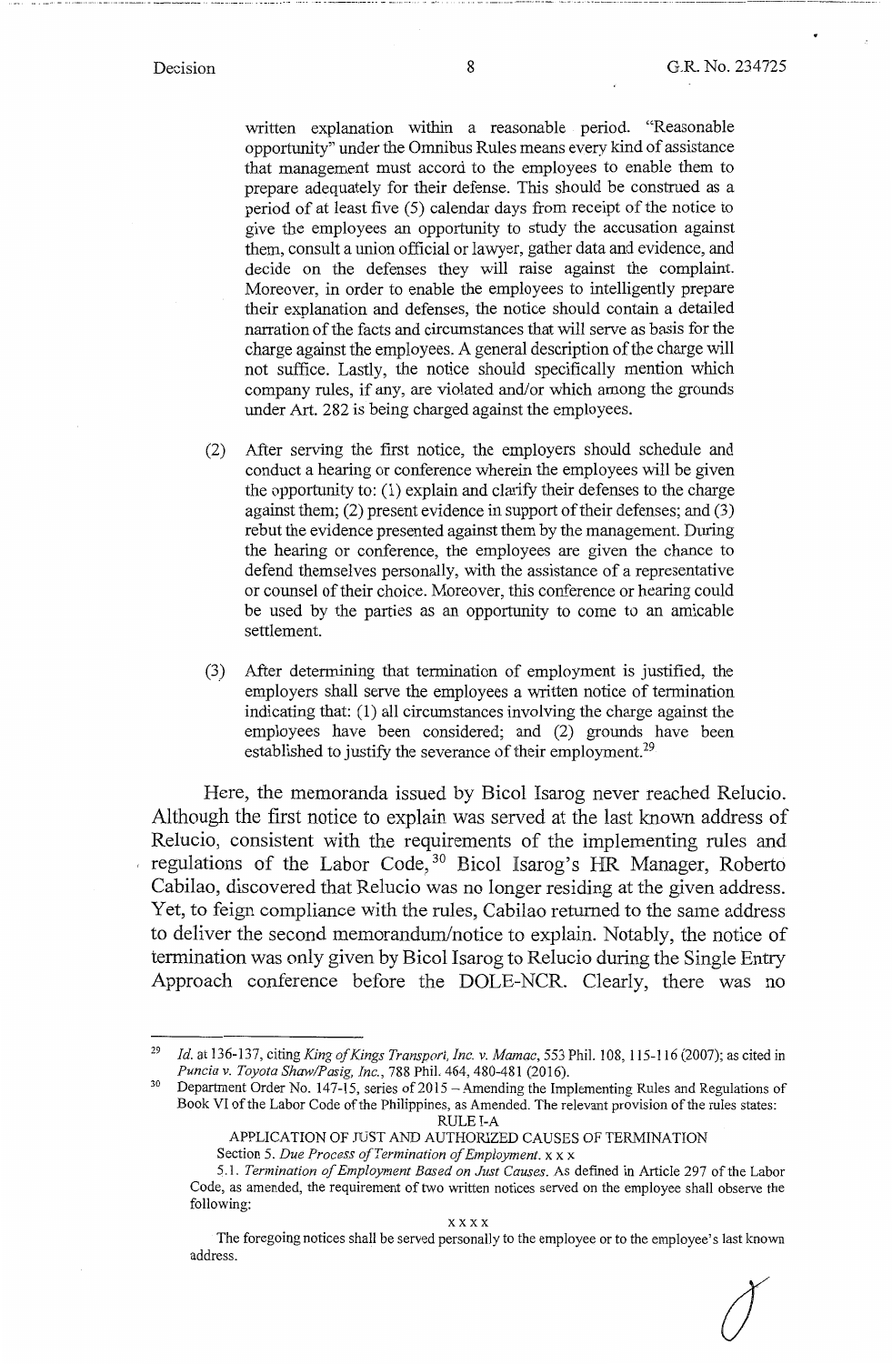written explanation within a reasonable period. "Reasonable opportunity" under the Omnibus Rules means every kind of assistance that management must accord to the employees to enable them to prepare adequately for their defense. This should be construed as a period of at least five (5) calendar days from receipt of the notice to give the employees an opportunity to study the accusation against them, consult a union official or lawyer, gather data and evidence, and decide on the defenses they will raise against the complaint. Moreover, in order to enable the employees to intelligently prepare their explanation and defenses, the notice should contain a detailed narration of the facts and circumstances that will serve as basis for the charge against the employees. A general description of the charge will not suffice. Lastly, the notice should specifically mention which company rules, if any, are violated and/or which among the grounds under Art. 282 is being charged against the employees.

(2) After serving the first notice, the employers should schedule and conduct a hearing or conference wherein the employees will be given the opportunity to: (1) explain and clarify their defenses to the charge against them; (2) present evidence in support of their defenses; and (3) rebut the evidence presented against them by the management. During the hearing or conference, the employees are given the chance to defend themselves personally, with the assistance of a representative or counsel of their choice. Moreover, this conference or hearing could be used by the parties as an opportunity to come to an amicable settlement.

(3) After determining that termination of employment is justified, the employers shall serve the employees a written notice of termination indicating that: (1) all circumstances involving the charge against the employees have been considered; and (2) grounds have been established to justify the severance of their employment.[29]

Here, the memoranda issued by Bicol Isarog never reached Relucio. Although the first notice to explain was served at the last known address of Relucio, consistent with the requirements of the implementing rules and regulations of the Labor Code,[30] Bicol Isarog's HR Manager, Roberto Cabilao, discovered that Relucio was no longer residing at the given address. Yet, to feign compliance with the rules, Cabilao returned to the same address to deliver the second memorandum/notice to explain. Notably, the notice of termination was only given by Bicol Isarog to Relucio during the Single Entry Approach conference before the DOLE-NCR. Clearly, there was no

---

[29] *Id.* at 136-137, citing *King of Kings Transport, Inc. v. Mamac*, 553 Phil. 108, 115-116 (2007); as cited in *Puncia v. Toyota Shaw/Pasig, Inc.*, 788 Phil. 464, 480-481 (2016).

[30] Department Order No. 147-15, series of 2015 – Amending the Implementing Rules and Regulations of Book VI of the Labor Code of the Philippines, as Amended. The relevant provision of the rules states:

RULE I-A

APPLICATION OF JUST AND AUTHORIZED CAUSES OF TERMINATION

Section 5. *Due Process of Termination of Employment.* x x x

5.1. *Termination of Employment Based on Just Causes.* As defined in Article 297 of the Labor Code, as amended, the requirement of two written notices served on the employee shall observe the following:

x x x x

The foregoing notices shall be served personally to the employee or to the employee's last known address.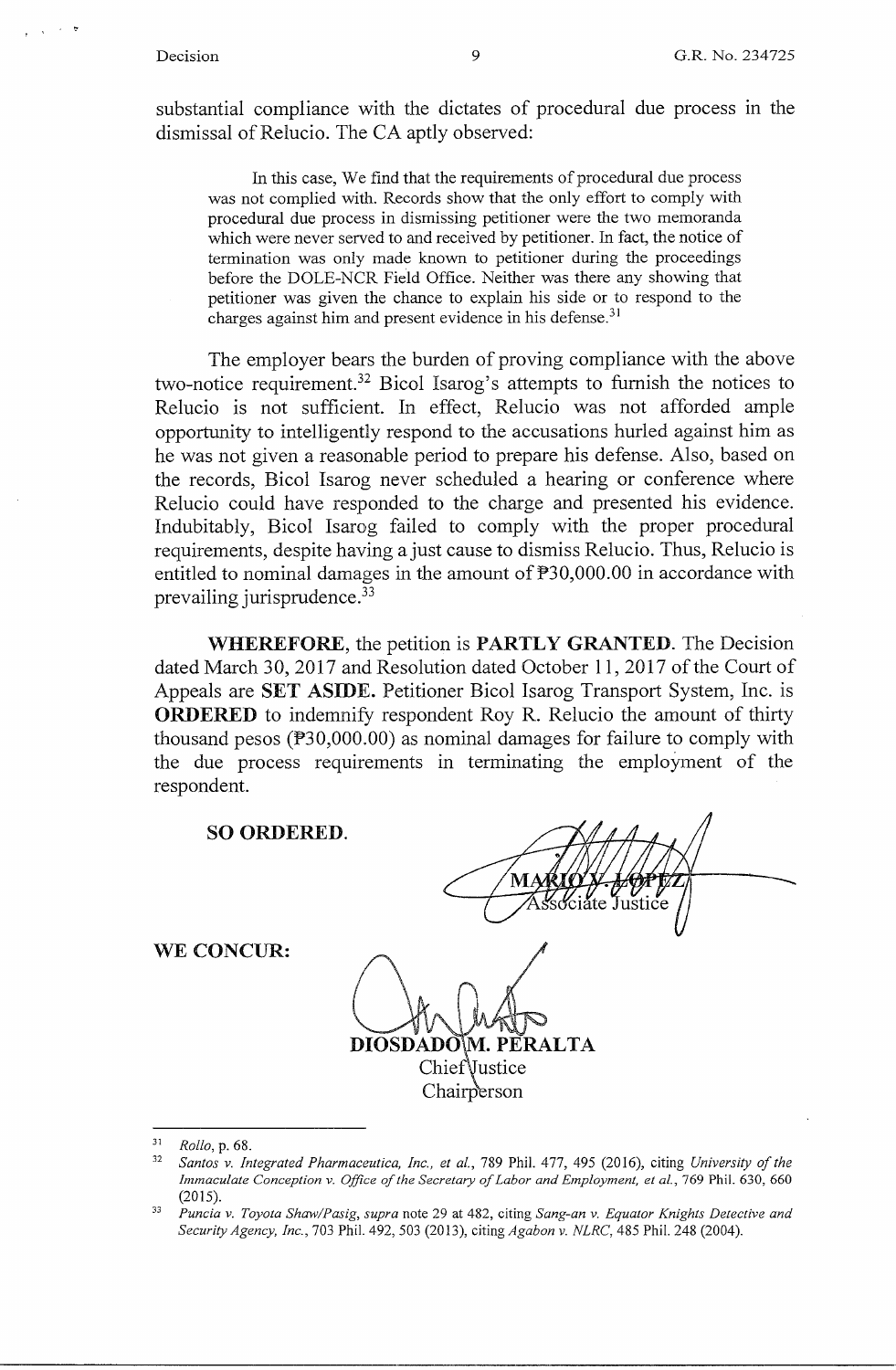substantial compliance with the dictates of procedural due process in the dismissal of Relucio. The CA aptly observed:

> In this case, We find that the requirements of procedural due process was not complied with. Records show that the only effort to comply with procedural due process in dismissing petitioner were the two memoranda which were never served to and received by petitioner. In fact, the notice of termination was only made known to petitioner during the proceedings before the DOLE-NCR Field Office. Neither was there any showing that petitioner was given the chance to explain his side or to respond to the charges against him and present evidence in his defense.[31]

The employer bears the burden of proving compliance with the above two-notice requirement.[32] Bicol Isarog's attempts to furnish the notices to Relucio is not sufficient. In effect, Relucio was not afforded ample opportunity to intelligently respond to the accusations hurled against him as he was not given a reasonable period to prepare his defense. Also, based on the records, Bicol Isarog never scheduled a hearing or conference where Relucio could have responded to the charge and presented his evidence. Indubitably, Bicol Isarog failed to comply with the proper procedural requirements, despite having a just cause to dismiss Relucio. Thus, Relucio is entitled to nominal damages in the amount of ₱30,000.00 in accordance with prevailing jurisprudence.[33]

**WHEREFORE**, the petition is **PARTLY GRANTED**. The Decision dated March 30, 2017 and Resolution dated October 11, 2017 of the Court of Appeals are **SET ASIDE**. Petitioner Bicol Isarog Transport System, Inc. is **ORDERED** to indemnify respondent Roy R. Relucio the amount of thirty thousand pesos (₱30,000.00) as nominal damages for failure to comply with the due process requirements in terminating the employment of the respondent.

**SO ORDERED.**

MARIO V. LOPEZ
Associate Justice

**WE CONCUR:**

**DIOSDADO M. PERALTA**
Chief Justice
Chairperson

---

[31] *Rollo*, p. 68.

[32] *Santos v. Integrated Pharmaceutica, Inc., et al.*, 789 Phil. 477, 495 (2016), citing *University of the Immaculate Conception v. Office of the Secretary of Labor and Employment, et al.*, 769 Phil. 630, 660 (2015).

[33] *Puncia v. Toyota Shaw/Pasig, supra* note 29 at 482, citing *Sang-an v. Equator Knights Detective and Security Agency, Inc.*, 703 Phil. 492, 503 (2013), citing *Agabon v. NLRC*, 485 Phil. 248 (2004).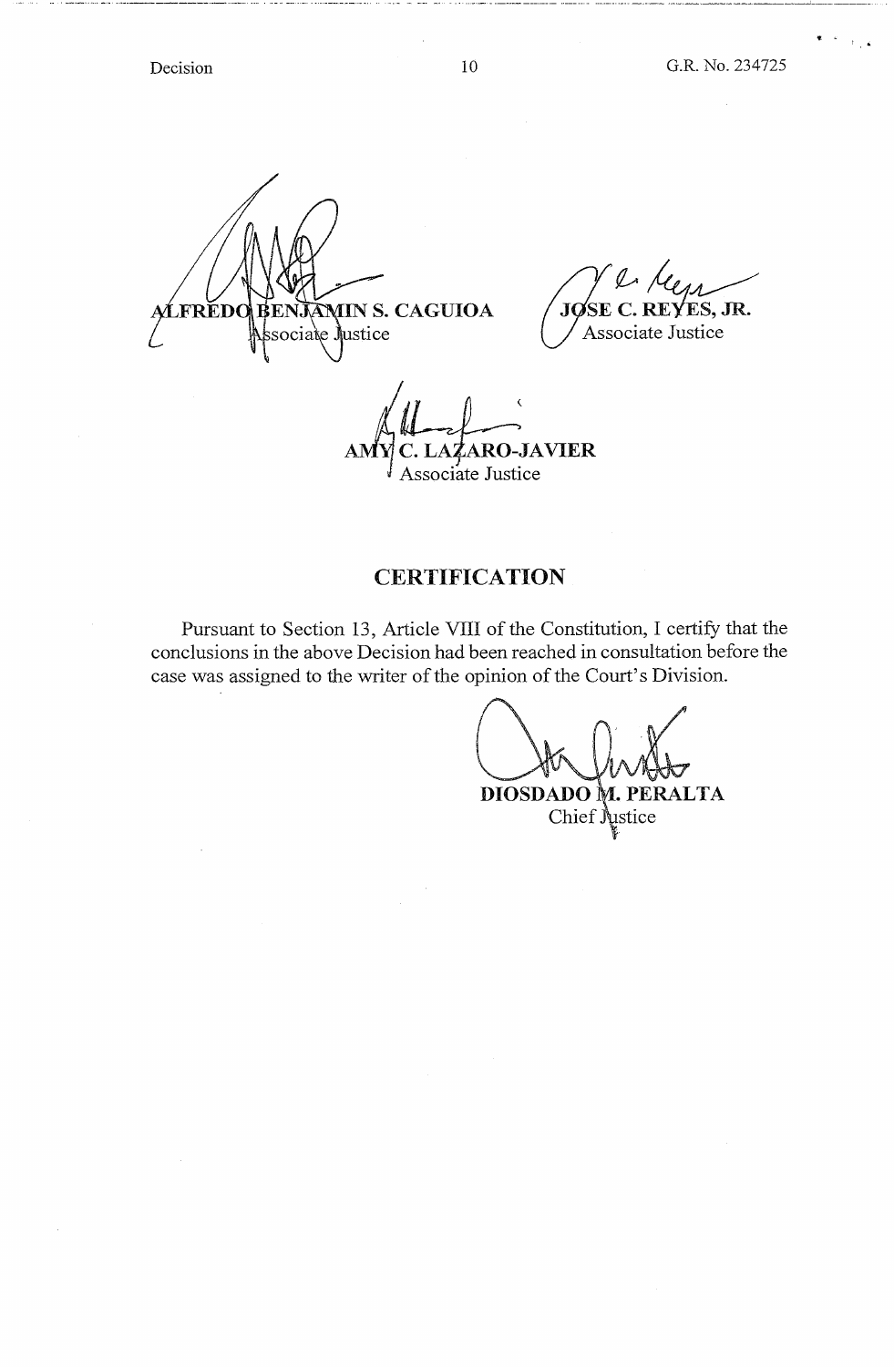**ALFREDO BENJAMIN S. CAGUIOA**
Associate Justice

**JOSE C. REYES, JR.**
Associate Justice

**AMY C. LAZARO-JAVIER**
Associate Justice

## CERTIFICATION

Pursuant to Section 13, Article VIII of the Constitution, I certify that the conclusions in the above Decision had been reached in consultation before the case was assigned to the writer of the opinion of the Court's Division.

**DIOSDADO M. PERALTA**
Chief Justice